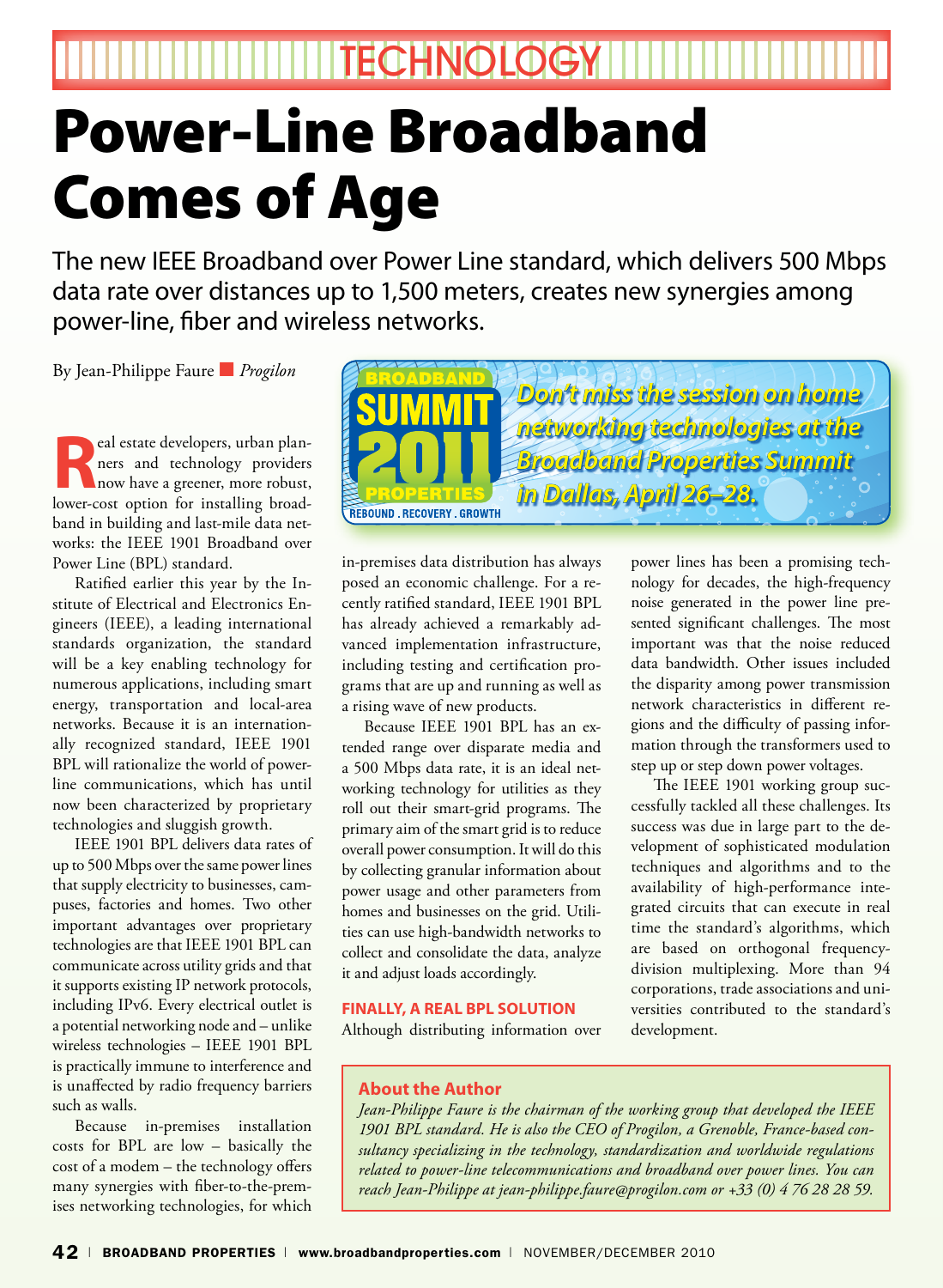TECHNOLOGY

# Power-Line Broadband Comes of Age

The new IEEE Broadband over Power Line standard, which delivers 500 Mbps data rate over distances up to 1,500 meters, creates new synergies among power-line, fiber and wireless networks.

By Jean-Philippe Faure ■ *Progilon*

Real estate developers, urban planners and technology providers now have a greener, more robust, lower-cost option for installing broadband in building and last-mile data networks: the IEEE 1901 Broadband over Power Line (BPL) standard.

Ratified earlier this year by the Institute of Electrical and Electronics Engineers (IEEE), a leading international standards organization, the standard will be a key enabling technology for numerous applications, including smart energy, transportation and local-area networks. Because it is an internationally recognized standard, IEEE 1901 BPL will rationalize the world of power-line communications, which has until now been characterized by proprietary technologies and sluggish growth.

IEEE 1901 BPL delivers data rates of up to 500 Mbps over the same power lines that supply electricity to businesses, campuses, factories and homes. Two other important advantages over proprietary technologies are that IEEE 1901 BPL can communicate across utility grids and that it supports existing IP network protocols, including IPv6. Every electrical outlet is a potential networking node and – unlike wireless technologies – IEEE 1901 BPL is practically immune to interference and is unaffected by radio frequency barriers such as walls.

Because in-premises installation costs for BPL are low – basically the cost of a modem – the technology offers many synergies with fiber-to-the-premises networking technologies, for which in-premises data distribution has always posed an economic challenge. For a recently ratified standard, IEEE 1901 BPL has already achieved a remarkably advanced implementation infrastructure, including testing and certification programs that are up and running as well as a rising wave of new products.

Because IEEE 1901 BPL has an extended range over disparate media and a 500 Mbps data rate, it is an ideal networking technology for utilities as they roll out their smart-grid programs. The primary aim of the smart grid is to reduce overall power consumption. It will do this by collecting granular information about power usage and other parameters from homes and businesses on the grid. Utilities can use high-bandwidth networks to collect and consolidate the data, analyze it and adjust loads accordingly.

**BROADBAND PROPERTIES SUMMIT 2011 — REBOUND . RECOVERY . GROWTH**

*Don't miss the session on home networking technologies at the Broadband Properties Summit in Dallas, April 26–28.*

## FINALLY, A REAL BPL SOLUTION

Although distributing information over power lines has been a promising technology for decades, the high-frequency noise generated in the power line presented significant challenges. The most important was that the noise reduced data bandwidth. Other issues included the disparity among power transmission network characteristics in different regions and the difficulty of passing information through the transformers used to step up or step down power voltages.

The IEEE 1901 working group successfully tackled all these challenges. Its success was due in large part to the development of sophisticated modulation techniques and algorithms and to the availability of high-performance integrated circuits that can execute in real time the standard's algorithms, which are based on orthogonal frequency-division multiplexing. More than 94 corporations, trade associations and universities contributed to the standard's development.

### About the Author

*Jean-Philippe Faure is the chairman of the working group that developed the IEEE 1901 BPL standard. He is also the CEO of Progilon, a Grenoble, France-based consultancy specializing in the technology, standardization and worldwide regulations related to power-line telecommunications and broadband over power lines. You can reach Jean-Philippe at jean-philippe.faure@progilon.com or +33 (0) 4 76 28 28 59.*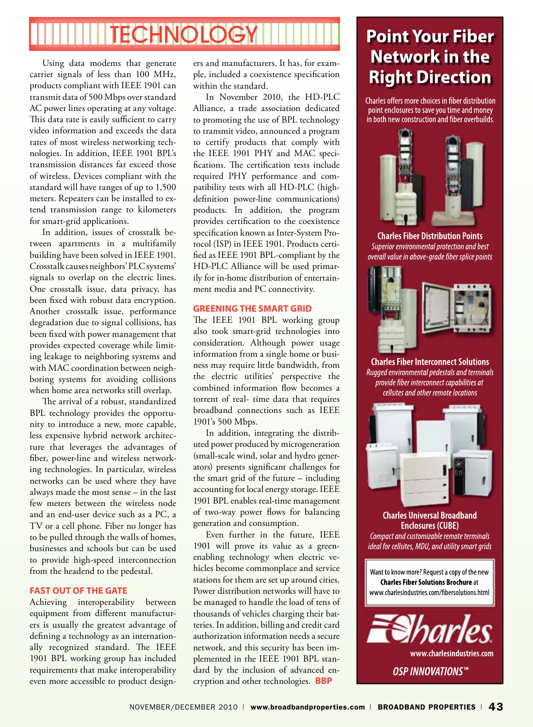# TECHNOLOGY

Using data modems that generate carrier signals of less than 100 MHz, products compliant with IEEE 1901 can transmit data of 500 Mbps over standard AC power lines operating at any voltage. This data rate is easily sufficient to carry video information and exceeds the data rates of most wireless networking technologies. In addition, IEEE 1901 BPL's transmission distances far exceed those of wireless. Devices compliant with the standard will have ranges of up to 1,500 meters. Repeaters can be installed to extend transmission range to kilometers for smart-grid applications.

In addition, issues of crosstalk between apartments in a multifamily building have been solved in IEEE 1901. Crosstalk causes neighbors' PLC systems' signals to overlap on the electric lines. One crosstalk issue, data privacy, has been fixed with robust data encryption. Another crosstalk issue, performance degradation due to signal collisions, has been fixed with power management that provides expected coverage while limiting leakage to neighboring systems and with MAC coordination between neighboring systems for avoiding collisions when home area networks still overlap.

The arrival of a robust, standardized BPL technology provides the opportunity to introduce a new, more capable, less expensive hybrid network architecture that leverages the advantages of fiber, power-line and wireless networking technologies. In particular, wireless networks can be used where they have always made the most sense – in the last few meters between the wireless node and an end-user device such as a PC, a TV or a cell phone. Fiber no longer has to be pulled through the walls of homes, businesses and schools but can be used to provide high-speed interconnection from the headend to the pedestal.

## FAST OUT OF THE GATE

Achieving interoperability between equipment from different manufacturers is usually the greatest advantage of defining a technology as an internationally recognized standard. The IEEE 1901 BPL working group has included requirements that make interoperability even more accessible to product designers and manufacturers. It has, for example, included a coexistence specification within the standard.

In November 2010, the HD-PLC Alliance, a trade association dedicated to promoting the use of BPL technology to transmit video, announced a program to certify products that comply with the IEEE 1901 PHY and MAC specifications. The certification tests include required PHY performance and compatibility tests with all HD-PLC (high-definition power-line communications) products. In addition, the program provides certification to the coexistence specification known as Inter-System Protocol (ISP) in IEEE 1901. Products certified as IEEE 1901 BPL-compliant by the HD-PLC Alliance will be used primarily for in-home distribution of entertainment media and PC connectivity.

## GREENING THE SMART GRID

The IEEE 1901 BPL working group also took smart-grid technologies into consideration. Although power usage information from a single home or business may require little bandwidth, from the electric utilities' perspective the combined information flow becomes a torrent of real- time data that requires broadband connections such as IEEE 1901's 500 Mbps.

In addition, integrating the distributed power produced by microgeneration (small-scale wind, solar and hydro generators) presents significant challenges for the smart grid of the future – including accounting for local energy storage. IEEE 1901 BPL enables real-time management of two-way power flows for balancing generation and consumption.

Even further in the future, IEEE 1901 will prove its value as a green-enabling technology when electric vehicles become commonplace and service stations for them are set up around cities. Power distribution networks will have to be managed to handle the load of tens of thousands of vehicles charging their batteries. In addition, billing and credit card authorization information needs a secure network, and this security has been implemented in the IEEE 1901 BPL standard by the inclusion of advanced encryption and other technologies. **BBP**

---

# Point Your Fiber Network in the Right Direction

Charles offers more choices in fiber distribution point enclosures to save you time and money in both new construction and fiber overbuilds.

**Charles Fiber Distribution Points**
*Superior environmental protection and best overall value in above-grade fiber splice points*

**Charles Fiber Interconnect Solutions**
*Rugged environmental pedestals and terminals provide fiber interconnect capabilities at cellsites and other remote locations*

**Charles Universal Broadband Enclosures (CUBE)**
*Compact and customizable remote terminals ideal for cellsites, MDU, and utility smart grids*

Want to know more? Request a copy of the new **Charles Fiber Solutions Brochure** at www.charlesindustries.com/fibersolutions.html

Charles

www.charlesindustries.com

*OSP INNOVATIONS™*